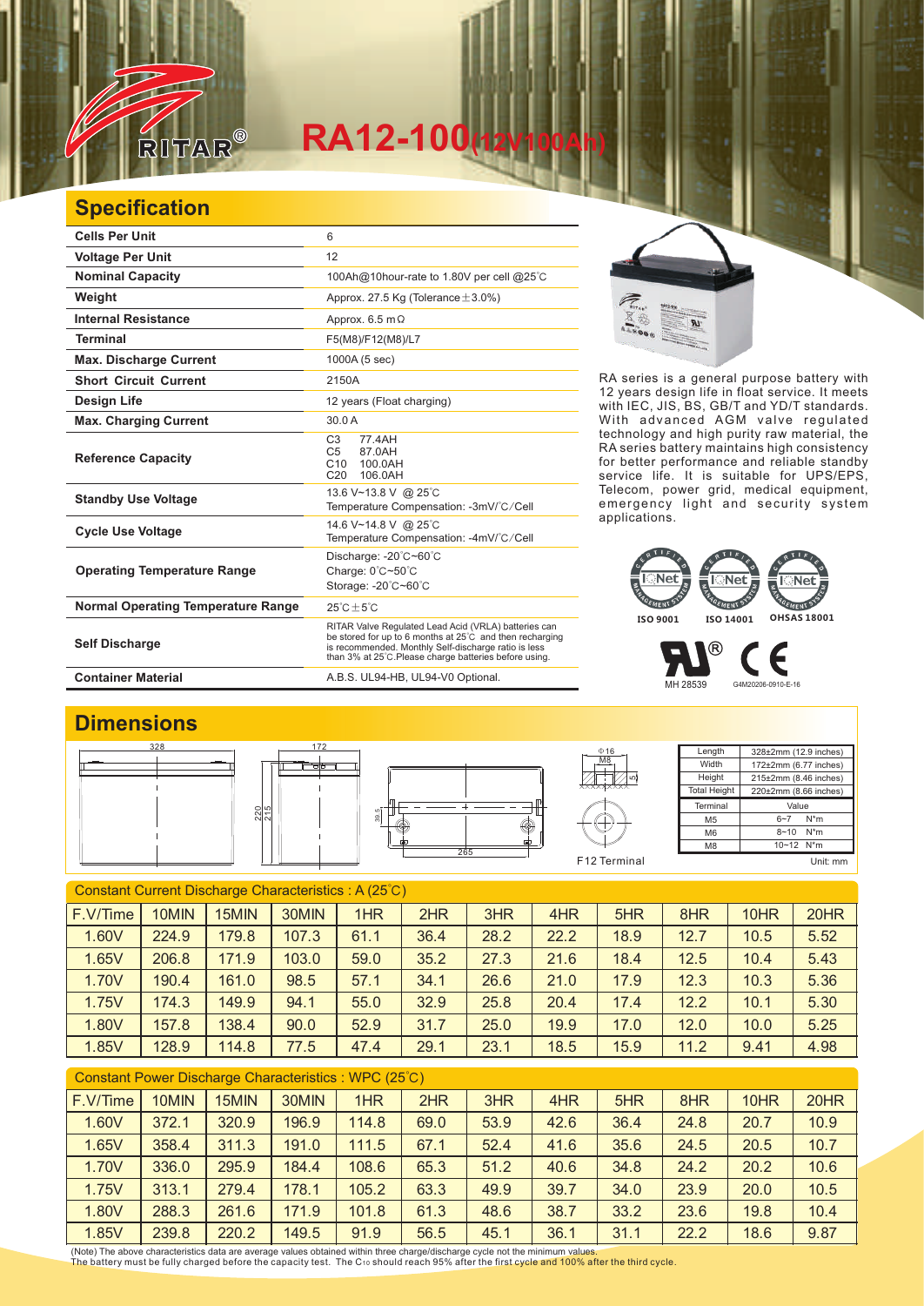# RA12-100(12V100Ah)

## Specification

| | |
|---|---|
| **Cells Per Unit** | 6 |
| **Voltage Per Unit** | 12 |
| **Nominal Capacity** | 100Ah@10hour-rate to 1.80V per cell @25℃ |
| **Weight** | Approx. 27.5 Kg (Tolerance±3.0%) |
| **Internal Resistance** | Approx. 6.5 mΩ |
| **Terminal** | F5(M8)/F12(M8)/L7 |
| **Max. Discharge Current** | 1000A (5 sec) |
| **Short Circuit Current** | 2150A |
| **Design Life** | 12 years (Float charging) |
| **Max. Charging Current** | 30.0 A |
| **Reference Capacity** | C3 77.4AH<br>C5 87.0AH<br>C10 100.0AH<br>C20 106.0AH |
| **Standby Use Voltage** | 13.6 V~13.8 V @ 25℃<br>Temperature Compensation: -3mV/℃/Cell |
| **Cycle Use Voltage** | 14.6 V~14.8 V @ 25℃<br>Temperature Compensation: -4mV/℃/Cell |
| **Operating Temperature Range** | Discharge: -20℃~60℃<br>Charge: 0℃~50℃<br>Storage: -20℃~60℃ |
| **Normal Operating Temperature Range** | 25℃±5℃ |
| **Self Discharge** | RITAR Valve Regulated Lead Acid (VRLA) batteries can be stored for up to 6 months at 25℃ and then recharging is recommended. Monthly Self-discharge ratio is less than 3% at 25℃.Please charge batteries before using. |
| **Container Material** | A.B.S. UL94-HB, UL94-V0 Optional. |

RA series is a general purpose battery with 12 years design life in float service. It meets with IEC, JIS, BS, GB/T and YD/T standards. With advanced AGM valve regulated technology and high purity raw material, the RA series battery maintains high consistency for better performance and reliable standby service life. It is suitable for UPS/EPS, Telecom, power grid, medical equipment, emergency light and security system applications.

ISO 9001 ISO 14001 OHSAS 18001

MH 28539 G4M20206-0910-E-16

## Dimensions

328 172 220 215 265 Φ16 M8 F12 Terminal

| Length | 328±2mm (12.9 inches) |
|---|---|
| Width | 172±2mm (6.77 inches) |
| Height | 215±2mm (8.46 inches) |
| Total Height | 220±2mm (8.66 inches) |
| Terminal | Value |
| M5 | 6~7 N*m |
| M6 | 8~10 N*m |
| M8 | 10~12 N*m |

Unit: mm

Constant Current Discharge Characteristics : A (25℃)

| F.V/Time | 10MIN | 15MIN | 30MIN | 1HR | 2HR | 3HR | 4HR | 5HR | 8HR | 10HR | 20HR |
|---|---|---|---|---|---|---|---|---|---|---|---|
| 1.60V | 224.9 | 179.8 | 107.3 | 61.1 | 36.4 | 28.2 | 22.2 | 18.9 | 12.7 | 10.5 | 5.52 |
| 1.65V | 206.8 | 171.9 | 103.0 | 59.0 | 35.2 | 27.3 | 21.6 | 18.4 | 12.5 | 10.4 | 5.43 |
| 1.70V | 190.4 | 161.0 | 98.5 | 57.1 | 34.1 | 26.6 | 21.0 | 17.9 | 12.3 | 10.3 | 5.36 |
| 1.75V | 174.3 | 149.9 | 94.1 | 55.0 | 32.9 | 25.8 | 20.4 | 17.4 | 12.2 | 10.1 | 5.30 |
| 1.80V | 157.8 | 138.4 | 90.0 | 52.9 | 31.7 | 25.0 | 19.9 | 17.0 | 12.0 | 10.0 | 5.25 |
| 1.85V | 128.9 | 114.8 | 77.5 | 47.4 | 29.1 | 23.1 | 18.5 | 15.9 | 11.2 | 9.41 | 4.98 |

Constant Power Discharge Characteristics : WPC (25℃)

| F.V/Time | 10MIN | 15MIN | 30MIN | 1HR | 2HR | 3HR | 4HR | 5HR | 8HR | 10HR | 20HR |
|---|---|---|---|---|---|---|---|---|---|---|---|
| 1.60V | 372.1 | 320.9 | 196.9 | 114.8 | 69.0 | 53.9 | 42.6 | 36.4 | 24.8 | 20.7 | 10.9 |
| 1.65V | 358.4 | 311.3 | 191.0 | 111.5 | 67.1 | 52.4 | 41.6 | 35.6 | 24.5 | 20.5 | 10.7 |
| 1.70V | 336.0 | 295.9 | 184.4 | 108.6 | 65.3 | 51.2 | 40.6 | 34.8 | 24.2 | 20.2 | 10.6 |
| 1.75V | 313.1 | 279.4 | 178.1 | 105.2 | 63.3 | 49.9 | 39.7 | 34.0 | 23.9 | 20.0 | 10.5 |
| 1.80V | 288.3 | 261.6 | 171.9 | 101.8 | 61.3 | 48.6 | 38.7 | 33.2 | 23.6 | 19.8 | 10.4 |
| 1.85V | 239.8 | 220.2 | 149.5 | 91.9 | 56.5 | 45.1 | 36.1 | 31.1 | 22.2 | 18.6 | 9.87 |

(Note) The above characteristics data are average values obtained within three charge/discharge cycle not the minimum values.
The battery must be fully charged before the capacity test. The $C_{10}$ should reach 95% after the first cycle and 100% after the third cycle.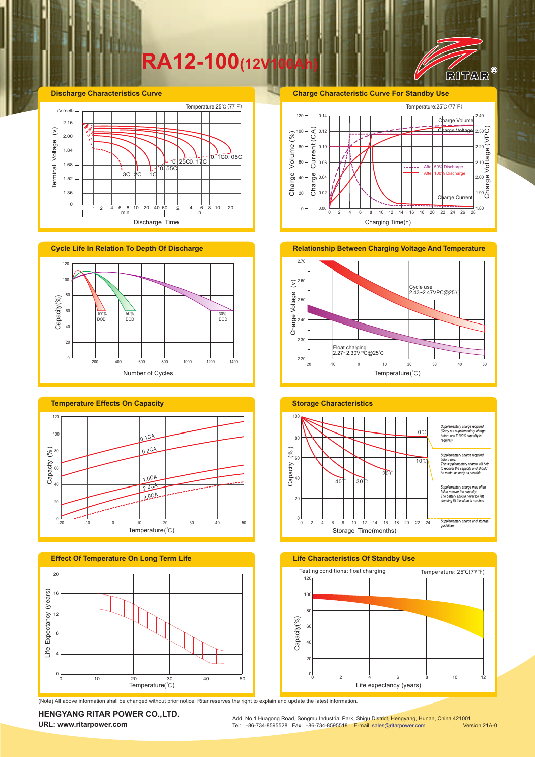# RA12-100(12V100Ah)

RITAR®

## Discharge Characteristics Curve

Temperature:25°C (77°F)

(V/cell)

Terminal Voltage (v)

2.16
2.00
1.84
1.68
1.52
1.36
0

3C 2C 1C 0.55C 0.25C 0.17C 0.1C 0.05C

1 2 4 6 8 10 20 40 60 2 4 6 8 10 20

min h

Discharge Time

## Charge Characteristic Curve For Standby Use

Temperature:25°C (77°F)

Charge Volume (%)
Charge Current (CA)
Charge Voltage (VPC)

Charge Volume
Charge Voltage
Charge Current

After 50% Discharge
After 100% Discharge

0 2 4 6 8 10 12 14 16 18 20 22 24 26 28

Charging Time(h)

## Cycle Life In Relation To Depth Of Discharge

Capacity(%)

100% DOD
50% DOD
30% DOD

200 400 600 800 1000 1200 1400

Number of Cycles

## Relationship Between Charging Voltage And Temperature

Charge Voltage (v)

Cycle use
2.43~2.47VPC@25°C

Float charging
2.27~2.30VPC@25°C

−20 −10 0 10 20 30 40 50

Temperature(°C)

## Temperature Effects On Capacity

Capacity (%)

0.1CA
0.2CA
1.0CA
2.0CA
3.0CA

-20 -10 0 10 20 30 40 50

Temperature(°C)

## Storage Characteristics

Capacity (%)

0°C
10°C
20°C
30°C
40°C

Supplementary charge required (Carry out supplementary charge before use if 100% capacity is requires)

Supplementary charge required before use. This supplementary charge will help to recover the capacity and should be made as early as possible.

Supplementary charge may often fail to recover the capacity. The battery should never be left standing till this state is reached

Supplementary charge and storage guidelines

0 2 4 6 8 10 12 14 16 18 20 22 24

Storage Time(months)

## Effect Of Temperature On Long Term Life

Life Expectancy (years)

0 10 20 30 40 50

Temperature(°C)

## Life Characteristics Of Standby Use

Testing conditions: float charging

Temperature: 25°C(77°F)

Capacity(%)

0 2 4 6 8 10 12

Life expectancy (years)

(Note) All above information shall be changed without prior notice, Ritar reserves the right to explain and update the latest information.

**HENGYANG RITAR POWER CO.,LTD.**
**URL: www.ritarpower.com**

Add: No.1 Huagong Road, Songmu Industrial Park, Shigu District, Hengyang, Hunan, China 421001
Tel: +86-734-8595528 Fax: +86-734-8595518 E-mail: sales@ritarpower.com

Version 21A-0